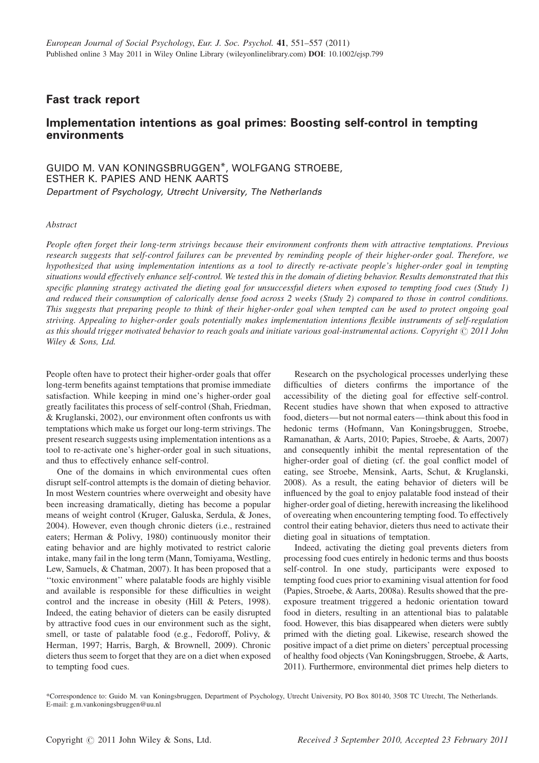Fast track report

# Implementation intentions as goal primes: Boosting self-control in tempting environments

GUIDO M. VAN KONINGSBRUGGEN*, WOLFGANG STROEBE, ESTHER K. PAPIES AND HENK AARTS

*Department of Psychology, Utrecht University, The Netherlands*

*Abstract*

*People often forget their long-term strivings because their environment confronts them with attractive temptations. Previous research suggests that self-control failures can be prevented by reminding people of their higher-order goal. Therefore, we hypothesized that using implementation intentions as a tool to directly re-activate people's higher-order goal in tempting situations would effectively enhance self-control. We tested this in the domain of dieting behavior. Results demonstrated that this specific planning strategy activated the dieting goal for unsuccessful dieters when exposed to tempting food cues (Study 1) and reduced their consumption of calorically dense food across 2 weeks (Study 2) compared to those in control conditions. This suggests that preparing people to think of their higher-order goal when tempted can be used to protect ongoing goal striving. Appealing to higher-order goals potentially makes implementation intentions flexible instruments of self-regulation as this should trigger motivated behavior to reach goals and initiate various goal-instrumental actions. Copyright © 2011 John Wiley & Sons, Ltd.*

People often have to protect their higher-order goals that offer long-term benefits against temptations that promise immediate satisfaction. While keeping in mind one's higher-order goal greatly facilitates this process of self-control (Shah, Friedman, & Kruglanski, 2002), our environment often confronts us with temptations which make us forget our long-term strivings. The present research suggests using implementation intentions as a tool to re-activate one's higher-order goal in such situations, and thus to effectively enhance self-control.

One of the domains in which environmental cues often disrupt self-control attempts is the domain of dieting behavior. In most Western countries where overweight and obesity have been increasing dramatically, dieting has become a popular means of weight control (Kruger, Galuska, Serdula, & Jones, 2004). However, even though chronic dieters (i.e., restrained eaters; Herman & Polivy, 1980) continuously monitor their eating behavior and are highly motivated to restrict calorie intake, many fail in the long term (Mann, Tomiyama, Westling, Lew, Samuels, & Chatman, 2007). It has been proposed that a ''toxic environment'' where palatable foods are highly visible and available is responsible for these difficulties in weight control and the increase in obesity (Hill & Peters, 1998). Indeed, the eating behavior of dieters can be easily disrupted by attractive food cues in our environment such as the sight, smell, or taste of palatable food (e.g., Fedoroff, Polivy, & Herman, 1997; Harris, Bargh, & Brownell, 2009). Chronic dieters thus seem to forget that they are on a diet when exposed to tempting food cues.

Research on the psychological processes underlying these difficulties of dieters confirms the importance of the accessibility of the dieting goal for effective self-control. Recent studies have shown that when exposed to attractive food, dieters—but not normal eaters—think about this food in hedonic terms (Hofmann, Van Koningsbruggen, Stroebe, Ramanathan, & Aarts, 2010; Papies, Stroebe, & Aarts, 2007) and consequently inhibit the mental representation of the higher-order goal of dieting (cf. the goal conflict model of eating, see Stroebe, Mensink, Aarts, Schut, & Kruglanski, 2008). As a result, the eating behavior of dieters will be influenced by the goal to enjoy palatable food instead of their higher-order goal of dieting, herewith increasing the likelihood of overeating when encountering tempting food. To effectively control their eating behavior, dieters thus need to activate their dieting goal in situations of temptation.

Indeed, activating the dieting goal prevents dieters from processing food cues entirely in hedonic terms and thus boosts self-control. In one study, participants were exposed to tempting food cues prior to examining visual attention for food (Papies, Stroebe, & Aarts, 2008a). Results showed that the pre-exposure treatment triggered a hedonic orientation toward food in dieters, resulting in an attentional bias to palatable food. However, this bias disappeared when dieters were subtly primed with the dieting goal. Likewise, research showed the positive impact of a diet prime on dieters' perceptual processing of healthy food objects (Van Koningsbruggen, Stroebe, & Aarts, 2011). Furthermore, environmental diet primes help dieters to

*Correspondence to: Guido M. van Koningsbruggen, Department of Psychology, Utrecht University, PO Box 80140, 3508 TC Utrecht, The Netherlands. E-mail: g.m.vankoningsbruggen@uu.nl

*Received 3 September 2010, Accepted 23 February 2011*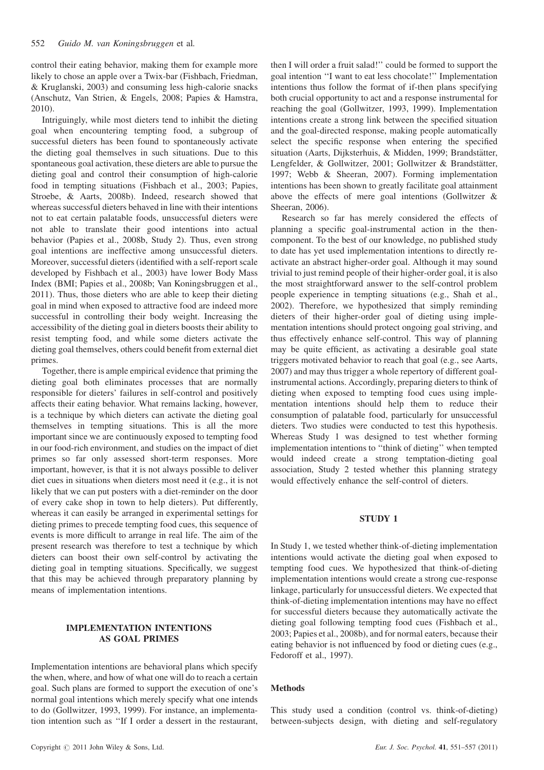control their eating behavior, making them for example more likely to chose an apple over a Twix-bar (Fishbach, Friedman, & Kruglanski, 2003) and consuming less high-calorie snacks (Anschutz, Van Strien, & Engels, 2008; Papies & Hamstra, 2010).

Intriguingly, while most dieters tend to inhibit the dieting goal when encountering tempting food, a subgroup of successful dieters has been found to spontaneously activate the dieting goal themselves in such situations. Due to this spontaneous goal activation, these dieters are able to pursue the dieting goal and control their consumption of high-calorie food in tempting situations (Fishbach et al., 2003; Papies, Stroebe, & Aarts, 2008b). Indeed, research showed that whereas successful dieters behaved in line with their intentions not to eat certain palatable foods, unsuccessful dieters were not able to translate their good intentions into actual behavior (Papies et al., 2008b, Study 2). Thus, even strong goal intentions are ineffective among unsuccessful dieters. Moreover, successful dieters (identified with a self-report scale developed by Fishbach et al., 2003) have lower Body Mass Index (BMI; Papies et al., 2008b; Van Koningsbruggen et al., 2011). Thus, those dieters who are able to keep their dieting goal in mind when exposed to attractive food are indeed more successful in controlling their body weight. Increasing the accessibility of the dieting goal in dieters boosts their ability to resist tempting food, and while some dieters activate the dieting goal themselves, others could benefit from external diet primes.

Together, there is ample empirical evidence that priming the dieting goal both eliminates processes that are normally responsible for dieters' failures in self-control and positively affects their eating behavior. What remains lacking, however, is a technique by which dieters can activate the dieting goal themselves in tempting situations. This is all the more important since we are continuously exposed to tempting food in our food-rich environment, and studies on the impact of diet primes so far only assessed short-term responses. More important, however, is that it is not always possible to deliver diet cues in situations when dieters most need it (e.g., it is not likely that we can put posters with a diet-reminder on the door of every cake shop in town to help dieters). Put differently, whereas it can easily be arranged in experimental settings for dieting primes to precede tempting food cues, this sequence of events is more difficult to arrange in real life. The aim of the present research was therefore to test a technique by which dieters can boost their own self-control by activating the dieting goal in tempting situations. Specifically, we suggest that this may be achieved through preparatory planning by means of implementation intentions.

## IMPLEMENTATION INTENTIONS AS GOAL PRIMES

Implementation intentions are behavioral plans which specify the when, where, and how of what one will do to reach a certain goal. Such plans are formed to support the execution of one's normal goal intentions which merely specify what one intends to do (Gollwitzer, 1993, 1999). For instance, an implementation intention such as "If I order a dessert in the restaurant, then I will order a fruit salad!" could be formed to support the goal intention "I want to eat less chocolate!" Implementation intentions thus follow the format of if-then plans specifying both crucial opportunity to act and a response instrumental for reaching the goal (Gollwitzer, 1993, 1999). Implementation intentions create a strong link between the specified situation and the goal-directed response, making people automatically select the specific response when entering the specified situation (Aarts, Dijksterhuis, & Midden, 1999; Brandstätter, Lengfelder, & Gollwitzer, 2001; Gollwitzer & Brandstätter, 1997; Webb & Sheeran, 2007). Forming implementation intentions has been shown to greatly facilitate goal attainment above the effects of mere goal intentions (Gollwitzer & Sheeran, 2006).

Research so far has merely considered the effects of planning a specific goal-instrumental action in the then-component. To the best of our knowledge, no published study to date has yet used implementation intentions to directly re-activate an abstract higher-order goal. Although it may sound trivial to just remind people of their higher-order goal, it is also the most straightforward answer to the self-control problem people experience in tempting situations (e.g., Shah et al., 2002). Therefore, we hypothesized that simply reminding dieters of their higher-order goal of dieting using implementation intentions should protect ongoing goal striving, and thus effectively enhance self-control. This way of planning may be quite efficient, as activating a desirable goal state triggers motivated behavior to reach that goal (e.g., see Aarts, 2007) and may thus trigger a whole repertory of different goal-instrumental actions. Accordingly, preparing dieters to think of dieting when exposed to tempting food cues using implementation intentions should help them to reduce their consumption of palatable food, particularly for unsuccessful dieters. Two studies were conducted to test this hypothesis. Whereas Study 1 was designed to test whether forming implementation intentions to "think of dieting" when tempted would indeed create a strong temptation-dieting goal association, Study 2 tested whether this planning strategy would effectively enhance the self-control of dieters.

## STUDY 1

In Study 1, we tested whether think-of-dieting implementation intentions would activate the dieting goal when exposed to tempting food cues. We hypothesized that think-of-dieting implementation intentions would create a strong cue-response linkage, particularly for unsuccessful dieters. We expected that think-of-dieting implementation intentions may have no effect for successful dieters because they automatically activate the dieting goal following tempting food cues (Fishbach et al., 2003; Papies et al., 2008b), and for normal eaters, because their eating behavior is not influenced by food or dieting cues (e.g., Fedoroff et al., 1997).

### Methods

This study used a condition (control vs. think-of-dieting) between-subjects design, with dieting and self-regulatory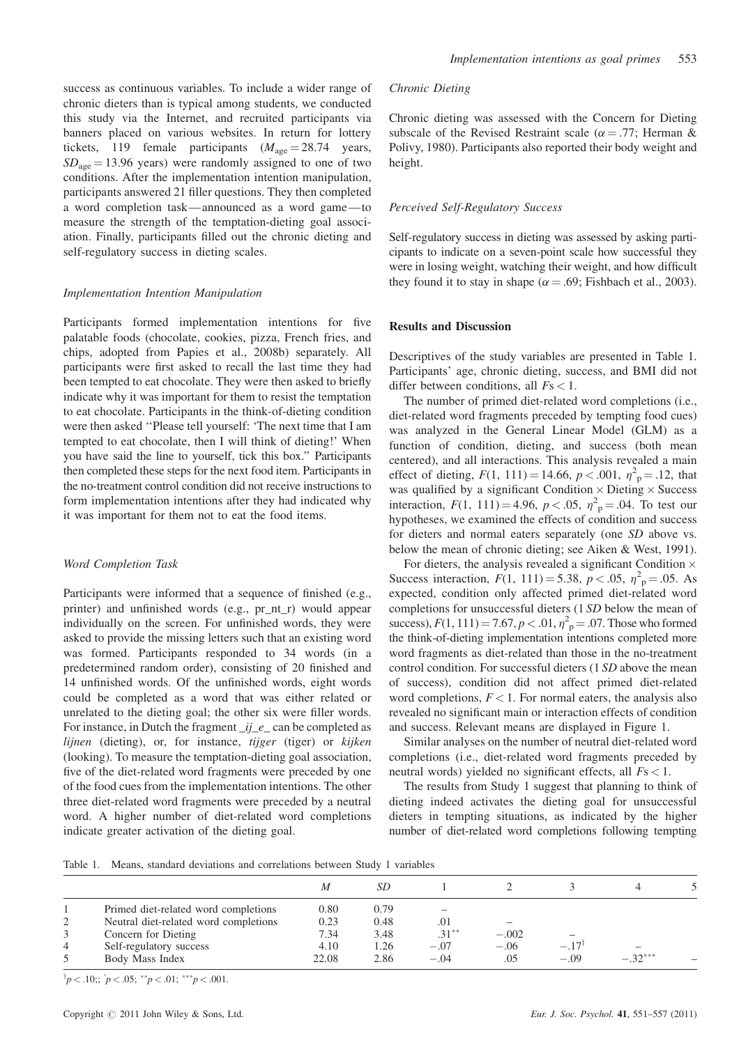success as continuous variables. To include a wider range of chronic dieters than is typical among students, we conducted this study via the Internet, and recruited participants via banners placed on various websites. In return for lottery tickets, 119 female participants ($M_{age} = 28.74$ years, $SD_{age} = 13.96$ years) were randomly assigned to one of two conditions. After the implementation intention manipulation, participants answered 21 filler questions. They then completed a word completion task—announced as a word game—to measure the strength of the temptation-dieting goal association. Finally, participants filled out the chronic dieting and self-regulatory success in dieting scales.

#### *Implementation Intention Manipulation*

Participants formed implementation intentions for five palatable foods (chocolate, cookies, pizza, French fries, and chips, adopted from Papies et al., 2008b) separately. All participants were first asked to recall the last time they had been tempted to eat chocolate. They were then asked to briefly indicate why it was important for them to resist the temptation to eat chocolate. Participants in the think-of-dieting condition were then asked ''Please tell yourself: 'The next time that I am tempted to eat chocolate, then I will think of dieting!' When you have said the line to yourself, tick this box.'' Participants then completed these steps for the next food item. Participants in the no-treatment control condition did not receive instructions to form implementation intentions after they had indicated why it was important for them not to eat the food items.

#### *Word Completion Task*

Participants were informed that a sequence of finished (e.g., printer) and unfinished words (e.g., pr_nt_r) would appear individually on the screen. For unfinished words, they were asked to provide the missing letters such that an existing word was formed. Participants responded to 34 words (in a predetermined random order), consisting of 20 finished and 14 unfinished words. Of the unfinished words, eight words could be completed as a word that was either related or unrelated to the dieting goal; the other six were filler words. For instance, in Dutch the fragment *_ij_e_* can be completed as *lijnen* (dieting), or, for instance, *tijger* (tiger) or *kijken* (looking). To measure the temptation-dieting goal association, five of the diet-related word fragments were preceded by one of the food cues from the implementation intentions. The other three diet-related word fragments were preceded by a neutral word. A higher number of diet-related word completions indicate greater activation of the dieting goal.

#### *Chronic Dieting*

Chronic dieting was assessed with the Concern for Dieting subscale of the Revised Restraint scale ($\alpha = .77$; Herman & Polivy, 1980). Participants also reported their body weight and height.

#### *Perceived Self-Regulatory Success*

Self-regulatory success in dieting was assessed by asking participants to indicate on a seven-point scale how successful they were in losing weight, watching their weight, and how difficult they found it to stay in shape ($\alpha = .69$; Fishbach et al., 2003).

### Results and Discussion

Descriptives of the study variables are presented in Table 1. Participants' age, chronic dieting, success, and BMI did not differ between conditions, all $Fs < 1$.

The number of primed diet-related word completions (i.e., diet-related word fragments preceded by tempting food cues) was analyzed in the General Linear Model (GLM) as a function of condition, dieting, and success (both mean centered), and all interactions. This analysis revealed a main effect of dieting, $F(1, 111) = 14.66$, $p < .001$, $\eta^2_p = .12$, that was qualified by a significant Condition × Dieting × Success interaction, $F(1, 111) = 4.96$, $p < .05$, $\eta^2_p = .04$. To test our hypotheses, we examined the effects of condition and success for dieters and normal eaters separately (one *SD* above vs. below the mean of chronic dieting; see Aiken & West, 1991).

For dieters, the analysis revealed a significant Condition × Success interaction, $F(1, 111) = 5.38$, $p < .05$, $\eta^2_p = .05$. As expected, condition only affected primed diet-related word completions for unsuccessful dieters (1 *SD* below the mean of success), $F(1, 111) = 7.67$, $p < .01$, $\eta^2_p = .07$. Those who formed the think-of-dieting implementation intentions completed more word fragments as diet-related than those in the no-treatment control condition. For successful dieters (1 *SD* above the mean of success), condition did not affect primed diet-related word completions, $F < 1$. For normal eaters, the analysis also revealed no significant main or interaction effects of condition and success. Relevant means are displayed in Figure 1.

Similar analyses on the number of neutral diet-related word completions (i.e., diet-related word fragments preceded by neutral words) yielded no significant effects, all $Fs < 1$.

The results from Study 1 suggest that planning to think of dieting indeed activates the dieting goal for unsuccessful dieters in tempting situations, as indicated by the higher number of diet-related word completions following tempting

Table 1. Means, standard deviations and correlations between Study 1 variables

| | | *M* | *SD* | 1 | 2 | 3 | 4 | 5 |
|---|---|---|---|---|---|---|---|---|
| 1 | Primed diet-related word completions | 0.80 | 0.79 | – | | | | |
| 2 | Neutral diet-related word completions | 0.23 | 0.48 | .01 | – | | | |
| 3 | Concern for Dieting | 7.34 | 3.48 | .31** | −.002 | – | | |
| 4 | Self-regulatory success | 4.10 | 1.26 | −.07 | −.06 | −.17† | – | |
| 5 | Body Mass Index | 22.08 | 2.86 | −.04 | .05 | −.09 | −.32*** | – |

†$p < .10$;; *$p < .05$; **$p < .01$; ***$p < .001$.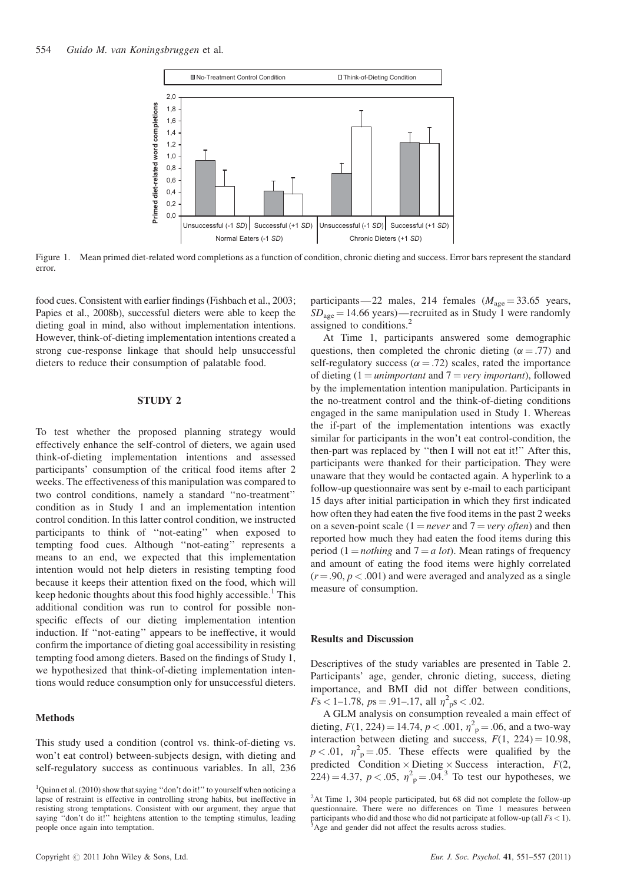■ No-Treatment Control Condition □ Think-of-Dieting Condition

Primed diet-related word completions

2,0
1,8
1,6
1,4
1,2
1,0
0,8
0,6
0,4
0,2
0,0

Unsuccessful (-1 *SD*) Successful (+1 *SD*) Unsuccessful (-1 *SD*) Successful (+1 *SD*)

Normal Eaters (-1 *SD*) Chronic Dieters (+1 *SD*)

Figure 1. Mean primed diet-related word completions as a function of condition, chronic dieting and success. Error bars represent the standard error.

food cues. Consistent with earlier findings (Fishbach et al., 2003; Papies et al., 2008b), successful dieters were able to keep the dieting goal in mind, also without implementation intentions. However, think-of-dieting implementation intentions created a strong cue-response linkage that should help unsuccessful dieters to reduce their consumption of palatable food.

## STUDY 2

To test whether the proposed planning strategy would effectively enhance the self-control of dieters, we again used think-of-dieting implementation intentions and assessed participants' consumption of the critical food items after 2 weeks. The effectiveness of this manipulation was compared to two control conditions, namely a standard ''no-treatment'' condition as in Study 1 and an implementation intention control condition. In this latter control condition, we instructed participants to think of ''not-eating'' when exposed to tempting food cues. Although ''not-eating'' represents a means to an end, we expected that this implementation intention would not help dieters in resisting tempting food because it keeps their attention fixed on the food, which will keep hedonic thoughts about this food highly accessible.[1] This additional condition was run to control for possible non-specific effects of our dieting implementation intention induction. If ''not-eating'' appears to be ineffective, it would confirm the importance of dieting goal accessibility in resisting tempting food among dieters. Based on the findings of Study 1, we hypothesized that think-of-dieting implementation intentions would reduce consumption only for unsuccessful dieters.

### Methods

This study used a condition (control vs. think-of-dieting vs. won't eat control) between-subjects design, with dieting and self-regulatory success as continuous variables. In all, 236 participants—22 males, 214 females ($M_{age} = 33.65$ years, $SD_{age} = 14.66$ years)—recruited as in Study 1 were randomly assigned to conditions.[2]

At Time 1, participants answered some demographic questions, then completed the chronic dieting ($\alpha = .77$) and self-regulatory success ($\alpha = .72$) scales, rated the importance of dieting (1 = *unimportant* and 7 = *very important*), followed by the implementation intention manipulation. Participants in the no-treatment control and the think-of-dieting conditions engaged in the same manipulation used in Study 1. Whereas the if-part of the implementation intentions was exactly similar for participants in the won't eat control-condition, the then-part was replaced by ''then I will not eat it!'' After this, participants were thanked for their participation. They were unaware that they would be contacted again. A hyperlink to a follow-up questionnaire was sent by e-mail to each participant 15 days after initial participation in which they first indicated how often they had eaten the five food items in the past 2 weeks on a seven-point scale (1 = *never* and 7 = *very often*) and then reported how much they had eaten the food items during this period (1 = *nothing* and 7 = *a lot*). Mean ratings of frequency and amount of eating the food items were highly correlated ($r = .90$, $p < .001$) and were averaged and analyzed as a single measure of consumption.

### Results and Discussion

Descriptives of the study variables are presented in Table 2. Participants' age, gender, chronic dieting, success, dieting importance, and BMI did not differ between conditions, $Fs < 1$–$1.78$, $ps = .91$–$.17$, all $\eta^2_p s < .02$.

A GLM analysis on consumption revealed a main effect of dieting, $F(1, 224) = 14.74$, $p < .001$, $\eta^2_p = .06$, and a two-way interaction between dieting and success, $F(1, 224) = 10.98$, $p < .01$, $\eta^2_p = .05$. These effects were qualified by the predicted Condition × Dieting × Success interaction, $F(2, 224) = 4.37$, $p < .05$, $\eta^2_p = .04$.[3] To test our hypotheses, we

[1]Quinn et al. (2010) show that saying ''don't do it!'' to yourself when noticing a lapse of restraint is effective in controlling strong habits, but ineffective in resisting strong temptations. Consistent with our argument, they argue that saying ''don't do it!'' heightens attention to the tempting stimulus, leading people once again into temptation.

[2]At Time 1, 304 people participated, but 68 did not complete the follow-up questionnaire. There were no differences on Time 1 measures between participants who did and those who did not participate at follow-up (all $Fs < 1$).

[3]Age and gender did not affect the results across studies.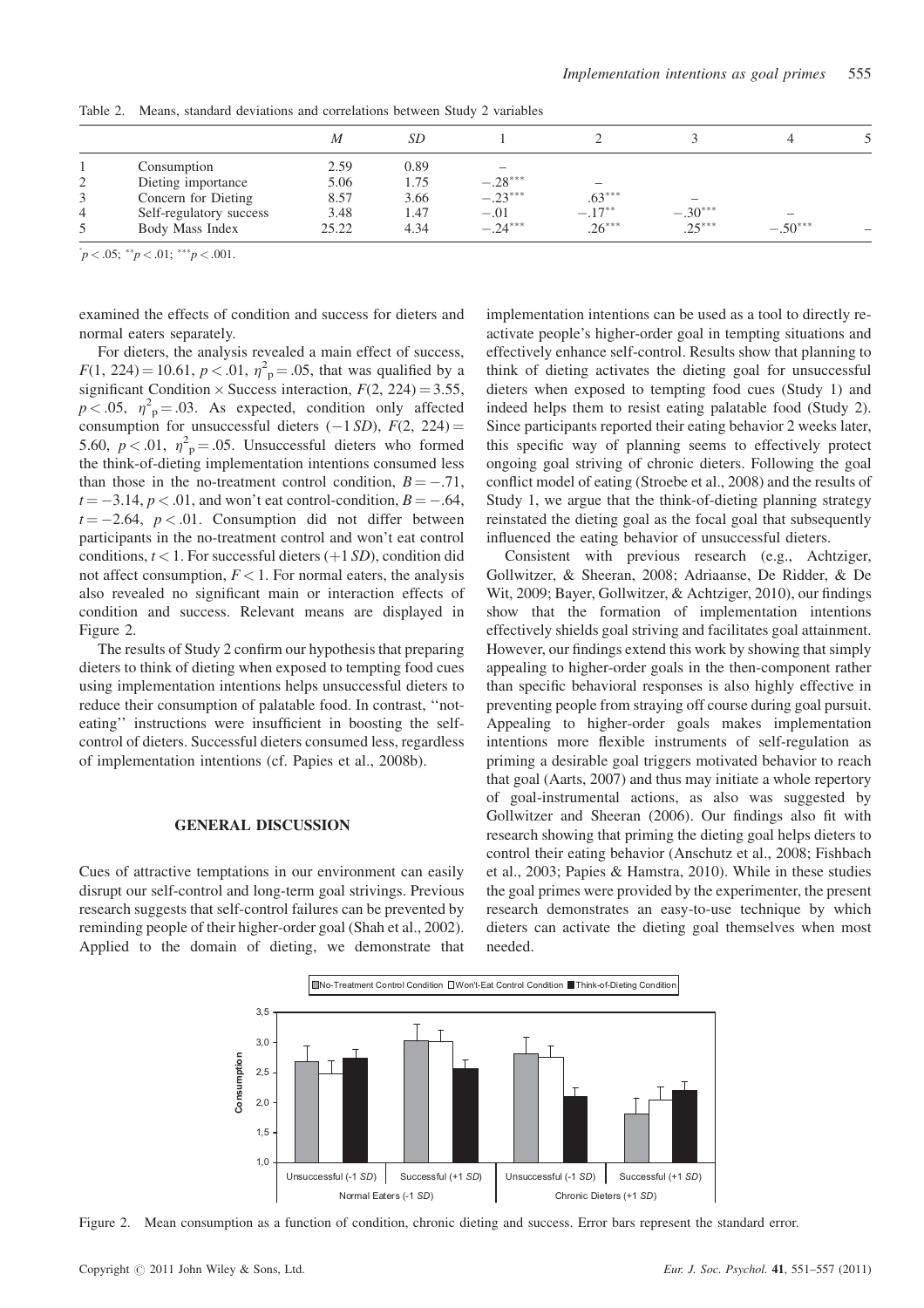Table 2. Means, standard deviations and correlations between Study 2 variables

| | | M | SD | 1 | 2 | 3 | 4 | 5 |
|---|---|---|---|---|---|---|---|---|
| 1 | Consumption | 2.59 | 0.89 | – | | | | |
| 2 | Dieting importance | 5.06 | 1.75 | −.28*** | – | | | |
| 3 | Concern for Dieting | 8.57 | 3.66 | −.23*** | .63*** | – | | |
| 4 | Self-regulatory success | 3.48 | 1.47 | −.01 | −.17** | −.30*** | – | |
| 5 | Body Mass Index | 25.22 | 4.34 | −.24*** | .26*** | .25*** | −.50*** | – |

*$p < .05$; **$p < .01$; ***$p < .001$.

examined the effects of condition and success for dieters and normal eaters separately.

For dieters, the analysis revealed a main effect of success, $F(1, 224) = 10.61$, $p < .01$, $\eta^2_p = .05$, that was qualified by a significant Condition × Success interaction, $F(2, 224) = 3.55$, $p < .05$, $\eta^2_p = .03$. As expected, condition only affected consumption for unsuccessful dieters (−1 *SD*), $F(2, 224) = 5.60$, $p < .01$, $\eta^2_p = .05$. Unsuccessful dieters who formed the think-of-dieting implementation intentions consumed less than those in the no-treatment control condition, $B = -.71$, $t = -3.14$, $p < .01$, and won't eat control-condition, $B = -.64$, $t = -2.64$, $p < .01$. Consumption did not differ between participants in the no-treatment control and won't eat control conditions, $t < 1$. For successful dieters (+1 *SD*), condition did not affect consumption, $F < 1$. For normal eaters, the analysis also revealed no significant main or interaction effects of condition and success. Relevant means are displayed in Figure 2.

The results of Study 2 confirm our hypothesis that preparing dieters to think of dieting when exposed to tempting food cues using implementation intentions helps unsuccessful dieters to reduce their consumption of palatable food. In contrast, ''not-eating'' instructions were insufficient in boosting the self-control of dieters. Successful dieters consumed less, regardless of implementation intentions (cf. Papies et al., 2008b).

## GENERAL DISCUSSION

Cues of attractive temptations in our environment can easily disrupt our self-control and long-term goal strivings. Previous research suggests that self-control failures can be prevented by reminding people of their higher-order goal (Shah et al., 2002). Applied to the domain of dieting, we demonstrate that implementation intentions can be used as a tool to directly re-activate people's higher-order goal in tempting situations and effectively enhance self-control. Results show that planning to think of dieting activates the dieting goal for unsuccessful dieters when exposed to tempting food cues (Study 1) and indeed helps them to resist eating palatable food (Study 2). Since participants reported their eating behavior 2 weeks later, this specific way of planning seems to effectively protect ongoing goal striving of chronic dieters. Following the goal conflict model of eating (Stroebe et al., 2008) and the results of Study 1, we argue that the think-of-dieting planning strategy reinstated the dieting goal as the focal goal that subsequently influenced the eating behavior of unsuccessful dieters.

Consistent with previous research (e.g., Achtziger, Gollwitzer, & Sheeran, 2008; Adriaanse, De Ridder, & De Wit, 2009; Bayer, Gollwitzer, & Achtziger, 2010), our findings show that the formation of implementation intentions effectively shields goal striving and facilitates goal attainment. However, our findings extend this work by showing that simply appealing to higher-order goals in the then-component rather than specific behavioral responses is also highly effective in preventing people from straying off course during goal pursuit. Appealing to higher-order goals makes implementation intentions more flexible instruments of self-regulation as priming a desirable goal triggers motivated behavior to reach that goal (Aarts, 2007) and thus may initiate a whole repertory of goal-instrumental actions, as also was suggested by Gollwitzer and Sheeran (2006). Our findings also fit with research showing that priming the dieting goal helps dieters to control their eating behavior (Anschutz et al., 2008; Fishbach et al., 2003; Papies & Hamstra, 2010). While in these studies the goal primes were provided by the experimenter, the present research demonstrates an easy-to-use technique by which dieters can activate the dieting goal themselves when most needed.

No-Treatment Control Condition
Won't-Eat Control Condition
Think-of-Dieting Condition

Consumption

3,5
3,0
2,5
2,0
1,5
1,0

Unsuccessful (-1 SD)
Successful (+1 SD)
Unsuccessful (-1 SD)
Successful (+1 SD)

Normal Eaters (-1 SD)
Chronic Dieters (+1 SD)

Figure 2. Mean consumption as a function of condition, chronic dieting and success. Error bars represent the standard error.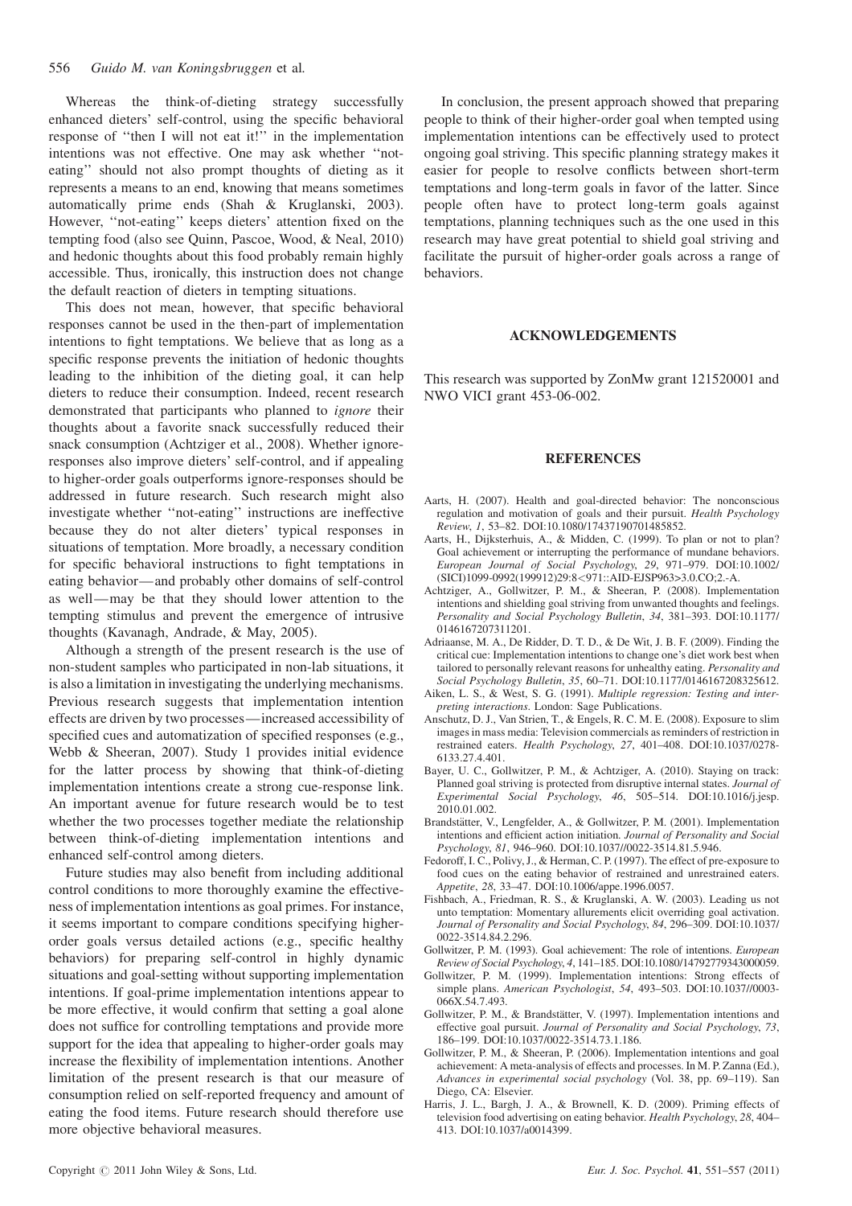Whereas the think-of-dieting strategy successfully enhanced dieters' self-control, using the specific behavioral response of ''then I will not eat it!'' in the implementation intentions was not effective. One may ask whether ''not-eating'' should not also prompt thoughts of dieting as it represents a means to an end, knowing that means sometimes automatically prime ends (Shah & Kruglanski, 2003). However, ''not-eating'' keeps dieters' attention fixed on the tempting food (also see Quinn, Pascoe, Wood, & Neal, 2010) and hedonic thoughts about this food probably remain highly accessible. Thus, ironically, this instruction does not change the default reaction of dieters in tempting situations.

This does not mean, however, that specific behavioral responses cannot be used in the then-part of implementation intentions to fight temptations. We believe that as long as a specific response prevents the initiation of hedonic thoughts leading to the inhibition of the dieting goal, it can help dieters to reduce their consumption. Indeed, recent research demonstrated that participants who planned to *ignore* their thoughts about a favorite snack successfully reduced their snack consumption (Achtziger et al., 2008). Whether ignore-responses also improve dieters' self-control, and if appealing to higher-order goals outperforms ignore-responses should be addressed in future research. Such research might also investigate whether ''not-eating'' instructions are ineffective because they do not alter dieters' typical responses in situations of temptation. More broadly, a necessary condition for specific behavioral instructions to fight temptations in eating behavior—and probably other domains of self-control as well—may be that they should lower attention to the tempting stimulus and prevent the emergence of intrusive thoughts (Kavanagh, Andrade, & May, 2005).

Although a strength of the present research is the use of non-student samples who participated in non-lab situations, it is also a limitation in investigating the underlying mechanisms. Previous research suggests that implementation intention effects are driven by two processes—increased accessibility of specified cues and automatization of specified responses (e.g., Webb & Sheeran, 2007). Study 1 provides initial evidence for the latter process by showing that think-of-dieting implementation intentions create a strong cue-response link. An important avenue for future research would be to test whether the two processes together mediate the relationship between think-of-dieting implementation intentions and enhanced self-control among dieters.

Future studies may also benefit from including additional control conditions to more thoroughly examine the effectiveness of implementation intentions as goal primes. For instance, it seems important to compare conditions specifying higher-order goals versus detailed actions (e.g., specific healthy behaviors) for preparing self-control in highly dynamic situations and goal-setting without supporting implementation intentions. If goal-prime implementation intentions appear to be more effective, it would confirm that setting a goal alone does not suffice for controlling temptations and provide more support for the idea that appealing to higher-order goals may increase the flexibility of implementation intentions. Another limitation of the present research is that our measure of consumption relied on self-reported frequency and amount of eating the food items. Future research should therefore use more objective behavioral measures.

In conclusion, the present approach showed that preparing people to think of their higher-order goal when tempted using implementation intentions can be effectively used to protect ongoing goal striving. This specific planning strategy makes it easier for people to resolve conflicts between short-term temptations and long-term goals in favor of the latter. Since people often have to protect long-term goals against temptations, planning techniques such as the one used in this research may have great potential to shield goal striving and facilitate the pursuit of higher-order goals across a range of behaviors.

## ACKNOWLEDGEMENTS

This research was supported by ZonMw grant 121520001 and NWO VICI grant 453-06-002.

## REFERENCES

Aarts, H. (2007). Health and goal-directed behavior: The nonconscious regulation and motivation of goals and their pursuit. *Health Psychology Review*, *1*, 53–82. DOI:10.1080/17437190701485852.

Aarts, H., Dijksterhuis, A., & Midden, C. (1999). To plan or not to plan? Goal achievement or interrupting the performance of mundane behaviors. *European Journal of Social Psychology*, *29*, 971–979. DOI:10.1002/(SICI)1099-0992(199912)29:8<971::AID-EJSP963>3.0.CO;2.-A.

Achtziger, A., Gollwitzer, P. M., & Sheeran, P. (2008). Implementation intentions and shielding goal striving from unwanted thoughts and feelings. *Personality and Social Psychology Bulletin*, *34*, 381–393. DOI:10.1177/0146167207311201.

Adriaanse, M. A., De Ridder, D. T. D., & De Wit, J. B. F. (2009). Finding the critical cue: Implementation intentions to change one's diet work best when tailored to personally relevant reasons for unhealthy eating. *Personality and Social Psychology Bulletin*, *35*, 60–71. DOI:10.1177/0146167208325612.

Aiken, L. S., & West, S. G. (1991). *Multiple regression: Testing and interpreting interactions*. London: Sage Publications.

Anschutz, D. J., Van Strien, T., & Engels, R. C. M. E. (2008). Exposure to slim images in mass media: Television commercials as reminders of restriction in restrained eaters. *Health Psychology*, *27*, 401–408. DOI:10.1037/0278-6133.27.4.401.

Bayer, U. C., Gollwitzer, P. M., & Achtziger, A. (2010). Staying on track: Planned goal striving is protected from disruptive internal states. *Journal of Experimental Social Psychology*, *46*, 505–514. DOI:10.1016/j.jesp.2010.01.002.

Brandstätter, V., Lengfelder, A., & Gollwitzer, P. M. (2001). Implementation intentions and efficient action initiation. *Journal of Personality and Social Psychology*, *81*, 946–960. DOI:10.1037//0022-3514.81.5.946.

Fedoroff, I. C., Polivy, J., & Herman, C. P. (1997). The effect of pre-exposure to food cues on the eating behavior of restrained and unrestrained eaters. *Appetite*, *28*, 33–47. DOI:10.1006/appe.1996.0057.

Fishbach, A., Friedman, R. S., & Kruglanski, A. W. (2003). Leading us not unto temptation: Momentary allurements elicit overriding goal activation. *Journal of Personality and Social Psychology*, *84*, 296–309. DOI:10.1037/0022-3514.84.2.296.

Gollwitzer, P. M. (1993). Goal achievement: The role of intentions. *European Review of Social Psychology*, *4*, 141–185. DOI:10.1080/14792779343000059.

Gollwitzer, P. M. (1999). Implementation intentions: Strong effects of simple plans. *American Psychologist*, *54*, 493–503. DOI:10.1037//0003-066X.54.7.493.

Gollwitzer, P. M., & Brandstätter, V. (1997). Implementation intentions and effective goal pursuit. *Journal of Personality and Social Psychology*, *73*, 186–199. DOI:10.1037/0022-3514.73.1.186.

Gollwitzer, P. M., & Sheeran, P. (2006). Implementation intentions and goal achievement: A meta-analysis of effects and processes. In M. P. Zanna (Ed.), *Advances in experimental social psychology* (Vol. 38, pp. 69–119). San Diego, CA: Elsevier.

Harris, J. L., Bargh, J. A., & Brownell, K. D. (2009). Priming effects of television food advertising on eating behavior. *Health Psychology*, *28*, 404–413. DOI:10.1037/a0014399.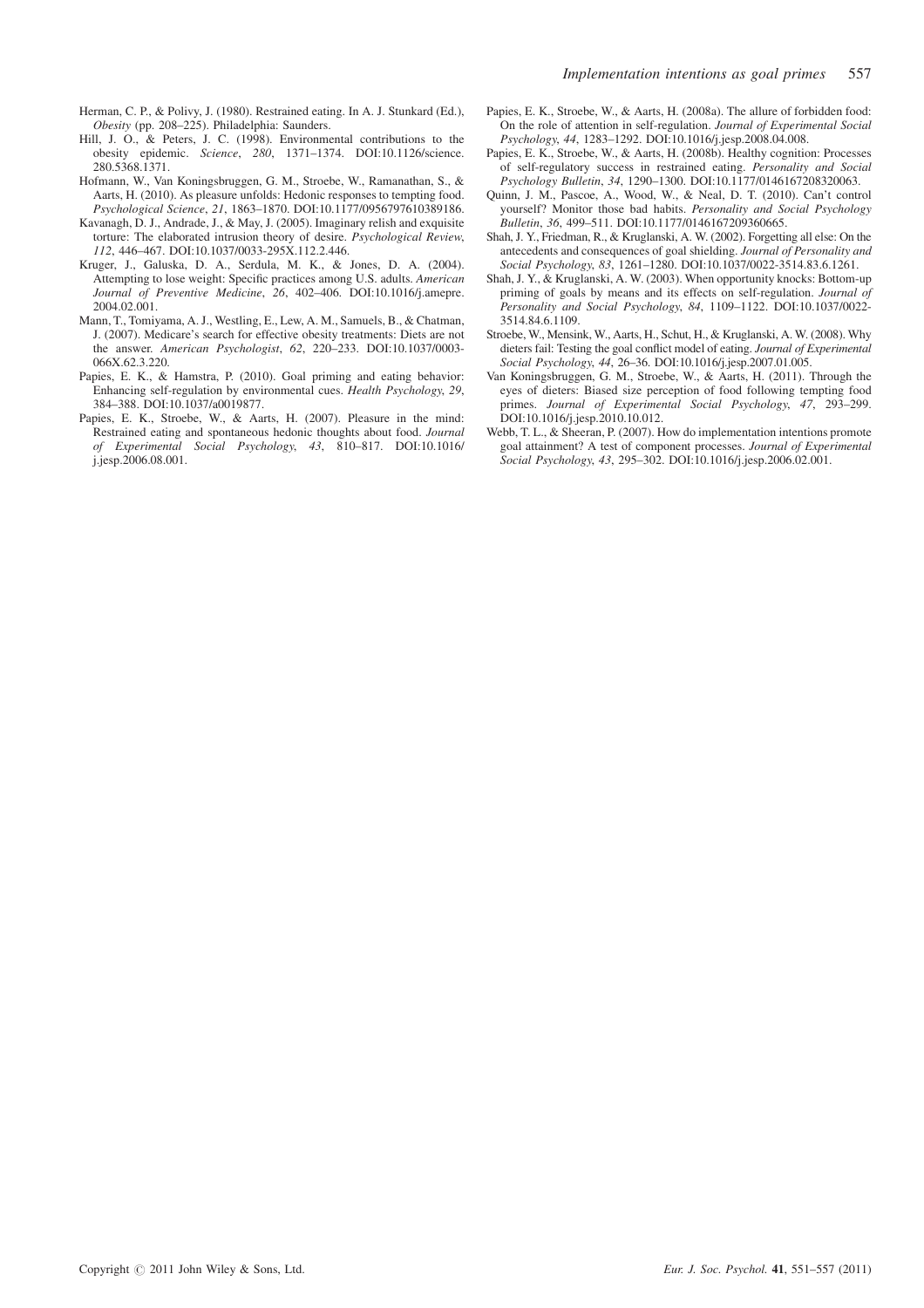Herman, C. P., & Polivy, J. (1980). Restrained eating. In A. J. Stunkard (Ed.), *Obesity* (pp. 208–225). Philadelphia: Saunders.

Hill, J. O., & Peters, J. C. (1998). Environmental contributions to the obesity epidemic. *Science*, *280*, 1371–1374. DOI:10.1126/science.280.5368.1371.

Hofmann, W., Van Koningsbruggen, G. M., Stroebe, W., Ramanathan, S., & Aarts, H. (2010). As pleasure unfolds: Hedonic responses to tempting food. *Psychological Science*, *21*, 1863–1870. DOI:10.1177/0956797610389186.

Kavanagh, D. J., Andrade, J., & May, J. (2005). Imaginary relish and exquisite torture: The elaborated intrusion theory of desire. *Psychological Review*, *112*, 446–467. DOI:10.1037/0033-295X.112.2.446.

Kruger, J., Galuska, D. A., Serdula, M. K., & Jones, D. A. (2004). Attempting to lose weight: Specific practices among U.S. adults. *American Journal of Preventive Medicine*, *26*, 402–406. DOI:10.1016/j.amepre.2004.02.001.

Mann, T., Tomiyama, A. J., Westling, E., Lew, A. M., Samuels, B., & Chatman, J. (2007). Medicare's search for effective obesity treatments: Diets are not the answer. *American Psychologist*, *62*, 220–233. DOI:10.1037/0003-066X.62.3.220.

Papies, E. K., & Hamstra, P. (2010). Goal priming and eating behavior: Enhancing self-regulation by environmental cues. *Health Psychology*, *29*, 384–388. DOI:10.1037/a0019877.

Papies, E. K., Stroebe, W., & Aarts, H. (2007). Pleasure in the mind: Restrained eating and spontaneous hedonic thoughts about food. *Journal of Experimental Social Psychology*, *43*, 810–817. DOI:10.1016/j.jesp.2006.08.001.

Papies, E. K., Stroebe, W., & Aarts, H. (2008a). The allure of forbidden food: On the role of attention in self-regulation. *Journal of Experimental Social Psychology*, *44*, 1283–1292. DOI:10.1016/j.jesp.2008.04.008.

Papies, E. K., Stroebe, W., & Aarts, H. (2008b). Healthy cognition: Processes of self-regulatory success in restrained eating. *Personality and Social Psychology Bulletin*, *34*, 1290–1300. DOI:10.1177/0146167208320063.

Quinn, J. M., Pascoe, A., Wood, W., & Neal, D. T. (2010). Can't control yourself? Monitor those bad habits. *Personality and Social Psychology Bulletin*, *36*, 499–511. DOI:10.1177/0146167209360665.

Shah, J. Y., Friedman, R., & Kruglanski, A. W. (2002). Forgetting all else: On the antecedents and consequences of goal shielding. *Journal of Personality and Social Psychology*, *83*, 1261–1280. DOI:10.1037/0022-3514.83.6.1261.

Shah, J. Y., & Kruglanski, A. W. (2003). When opportunity knocks: Bottom-up priming of goals by means and its effects on self-regulation. *Journal of Personality and Social Psychology*, *84*, 1109–1122. DOI:10.1037/0022-3514.84.6.1109.

Stroebe, W., Mensink, W., Aarts, H., Schut, H., & Kruglanski, A. W. (2008). Why dieters fail: Testing the goal conflict model of eating. *Journal of Experimental Social Psychology*, *44*, 26–36. DOI:10.1016/j.jesp.2007.01.005.

Van Koningsbruggen, G. M., Stroebe, W., & Aarts, H. (2011). Through the eyes of dieters: Biased size perception of food following tempting food primes. *Journal of Experimental Social Psychology*, *47*, 293–299. DOI:10.1016/j.jesp.2010.10.012.

Webb, T. L., & Sheeran, P. (2007). How do implementation intentions promote goal attainment? A test of component processes. *Journal of Experimental Social Psychology*, *43*, 295–302. DOI:10.1016/j.jesp.2006.02.001.